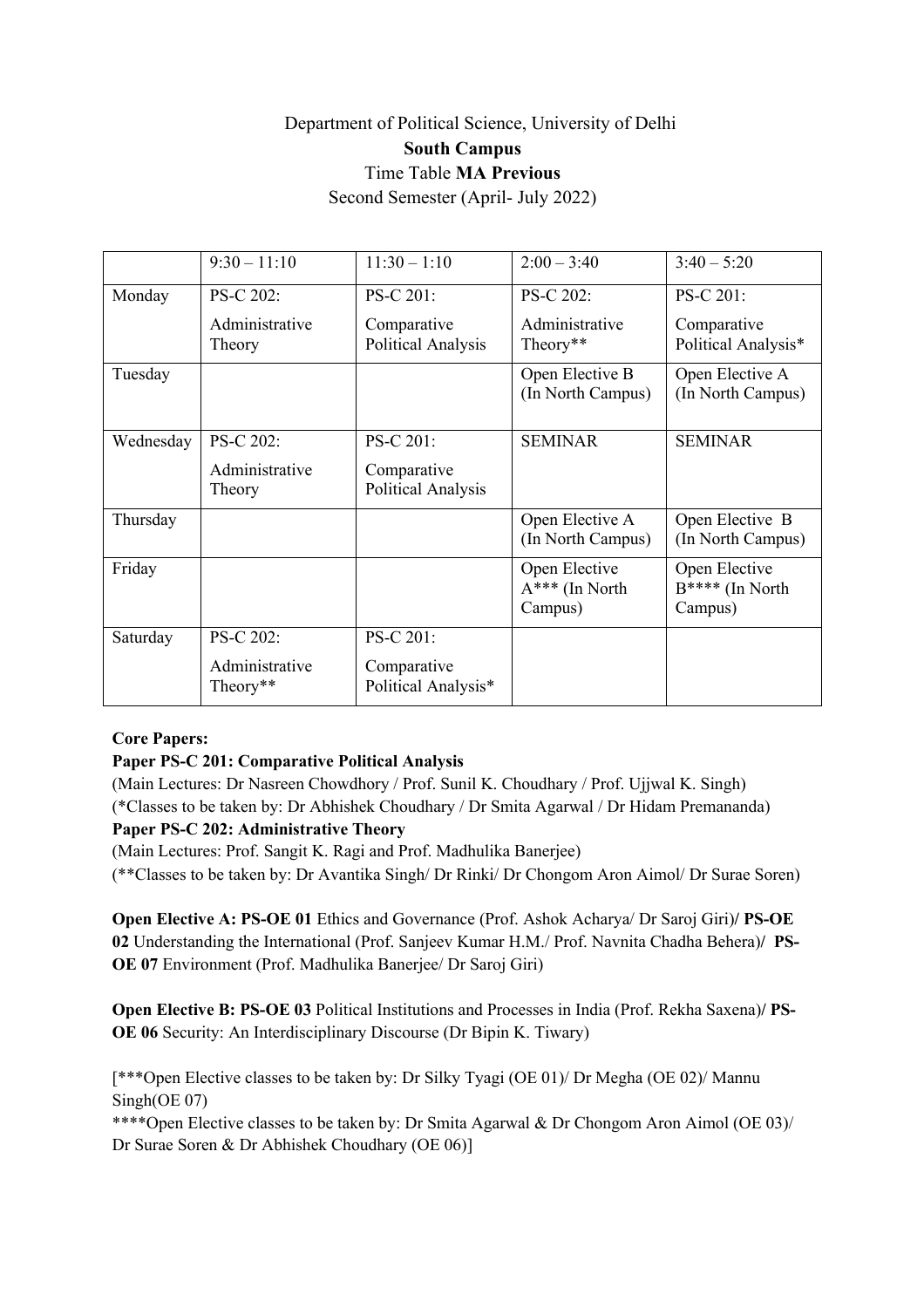Department of Political Science, University of Delhi

**South Campus**

Time Table **MA Previous**

Second Semester (April- July 2022)

| | 9:30 – 11:10 | 11:30 – 1:10 | 2:00 – 3:40 | 3:40 – 5:20 |
|---|---|---|---|---|
| Monday | PS-C 202: Administrative Theory | PS-C 201: Comparative Political Analysis | PS-C 202: Administrative Theory** | PS-C 201: Comparative Political Analysis* |
| Tuesday | | | Open Elective B (In North Campus) | Open Elective A (In North Campus) |
| Wednesday | PS-C 202: Administrative Theory | PS-C 201: Comparative Political Analysis | SEMINAR | SEMINAR |
| Thursday | | | Open Elective A (In North Campus) | Open Elective B (In North Campus) |
| Friday | | | Open Elective A*** (In North Campus) | Open Elective B**** (In North Campus) |
| Saturday | PS-C 202: Administrative Theory** | PS-C 201: Comparative Political Analysis* | | |

**Core Papers:**

**Paper PS-C 201: Comparative Political Analysis**

(Main Lectures: Dr Nasreen Chowdhory / Prof. Sunil K. Choudhary / Prof. Ujjwal K. Singh)

(*Classes to be taken by: Dr Abhishek Choudhary / Dr Smita Agarwal / Dr Hidam Premananda)

**Paper PS-C 202: Administrative Theory**

(Main Lectures: Prof. Sangit K. Ragi and Prof. Madhulika Banerjee)

(**Classes to be taken by: Dr Avantika Singh/ Dr Rinki/ Dr Chongom Aron Aimol/ Dr Surae Soren)

**Open Elective A: PS-OE 01** Ethics and Governance (Prof. Ashok Acharya/ Dr Saroj Giri)**/ PS-OE 02** Understanding the International (Prof. Sanjeev Kumar H.M./ Prof. Navnita Chadha Behera)**/ PS-OE 07** Environment (Prof. Madhulika Banerjee/ Dr Saroj Giri)

**Open Elective B: PS-OE 03** Political Institutions and Processes in India (Prof. Rekha Saxena)**/ PS-OE 06** Security: An Interdisciplinary Discourse (Dr Bipin K. Tiwary)

[***Open Elective classes to be taken by: Dr Silky Tyagi (OE 01)/ Dr Megha (OE 02)/ Mannu Singh(OE 07)

****Open Elective classes to be taken by: Dr Smita Agarwal & Dr Chongom Aron Aimol (OE 03)/ Dr Surae Soren & Dr Abhishek Choudhary (OE 06)]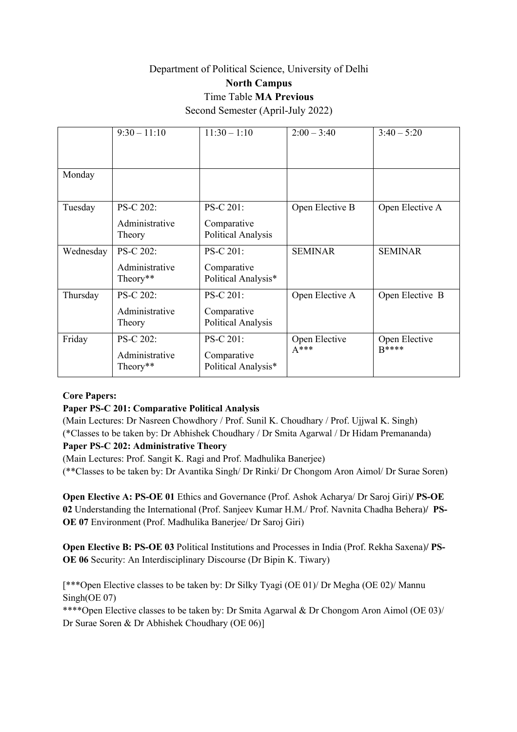Department of Political Science, University of Delhi

**North Campus**

Time Table **MA Previous**

Second Semester (April-July 2022)

| | 9:30 – 11:10 | 11:30 – 1:10 | 2:00 – 3:40 | 3:40 – 5:20 |
|---|---|---|---|---|
| Monday | | | | |
| Tuesday | PS-C 202: Administrative Theory | PS-C 201: Comparative Political Analysis | Open Elective B | Open Elective A |
| Wednesday | PS-C 202: Administrative Theory** | PS-C 201: Comparative Political Analysis* | SEMINAR | SEMINAR |
| Thursday | PS-C 202: Administrative Theory | PS-C 201: Comparative Political Analysis | Open Elective A | Open Elective B |
| Friday | PS-C 202: Administrative Theory** | PS-C 201: Comparative Political Analysis* | Open Elective A*** | Open Elective B**** |

**Core Papers:**

**Paper PS-C 201: Comparative Political Analysis**

(Main Lectures: Dr Nasreen Chowdhory / Prof. Sunil K. Choudhary / Prof. Ujjwal K. Singh)

(*Classes to be taken by: Dr Abhishek Choudhary / Dr Smita Agarwal / Dr Hidam Premananda)

**Paper PS-C 202: Administrative Theory**

(Main Lectures: Prof. Sangit K. Ragi and Prof. Madhulika Banerjee)

(**Classes to be taken by: Dr Avantika Singh/ Dr Rinki/ Dr Chongom Aron Aimol/ Dr Surae Soren)

**Open Elective A: PS-OE 01** Ethics and Governance (Prof. Ashok Acharya/ Dr Saroj Giri)**/ PS-OE 02** Understanding the International (Prof. Sanjeev Kumar H.M./ Prof. Navnita Chadha Behera)**/ PS-OE 07** Environment (Prof. Madhulika Banerjee/ Dr Saroj Giri)

**Open Elective B: PS-OE 03** Political Institutions and Processes in India (Prof. Rekha Saxena)**/ PS-OE 06** Security: An Interdisciplinary Discourse (Dr Bipin K. Tiwary)

[***Open Elective classes to be taken by: Dr Silky Tyagi (OE 01)/ Dr Megha (OE 02)/ Mannu Singh(OE 07)

****Open Elective classes to be taken by: Dr Smita Agarwal & Dr Chongom Aron Aimol (OE 03)/ Dr Surae Soren & Dr Abhishek Choudhary (OE 06)]